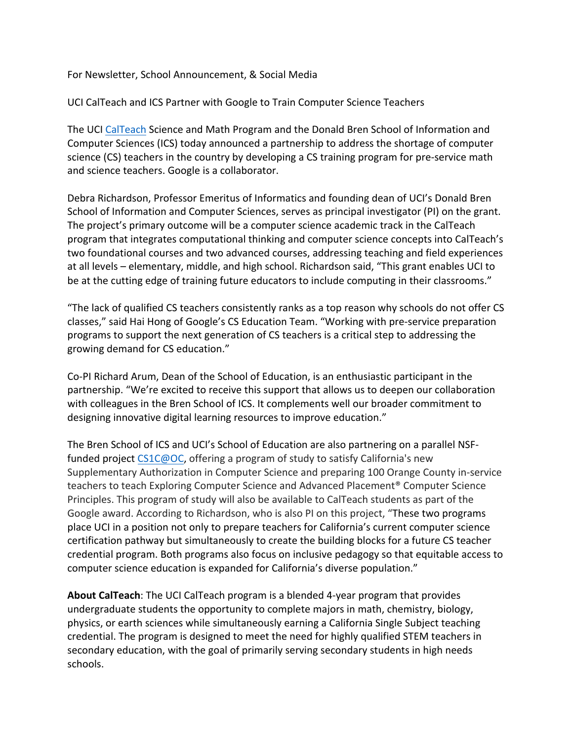For Newsletter, School Announcement, & Social Media

UCI CalTeach and ICS Partner with Google to Train Computer Science Teachers

The UCI CalTeach Science and Math Program and the Donald Bren School of Information and Computer Sciences (ICS) today announced a partnership to address the shortage of computer science (CS) teachers in the country by developing a CS training program for pre-service math and science teachers. Google is a collaborator.

Debra Richardson, Professor Emeritus of Informatics and founding dean of UCI's Donald Bren School of Information and Computer Sciences, serves as principal investigator (PI) on the grant. The project's primary outcome will be a computer science academic track in the CalTeach program that integrates computational thinking and computer science concepts into CalTeach's two foundational courses and two advanced courses, addressing teaching and field experiences at all levels – elementary, middle, and high school. Richardson said, "This grant enables UCI to be at the cutting edge of training future educators to include computing in their classrooms."

"The lack of qualified CS teachers consistently ranks as a top reason why schools do not offer CS classes," said Hai Hong of Google's CS Education Team. "Working with pre-service preparation programs to support the next generation of CS teachers is a critical step to addressing the growing demand for CS education."

Co-PI Richard Arum, Dean of the School of Education, is an enthusiastic participant in the partnership. "We're excited to receive this support that allows us to deepen our collaboration with colleagues in the Bren School of ICS. It complements well our broader commitment to designing innovative digital learning resources to improve education."

The Bren School of ICS and UCI's School of Education are also partnering on a parallel NSF-funded project CS1C@OC, offering a program of study to satisfy California's new Supplementary Authorization in Computer Science and preparing 100 Orange County in-service teachers to teach Exploring Computer Science and Advanced Placement® Computer Science Principles. This program of study will also be available to CalTeach students as part of the Google award. According to Richardson, who is also PI on this project, "These two programs place UCI in a position not only to prepare teachers for California's current computer science certification pathway but simultaneously to create the building blocks for a future CS teacher credential program. Both programs also focus on inclusive pedagogy so that equitable access to computer science education is expanded for California's diverse population."

**About CalTeach**: The UCI CalTeach program is a blended 4-year program that provides undergraduate students the opportunity to complete majors in math, chemistry, biology, physics, or earth sciences while simultaneously earning a California Single Subject teaching credential. The program is designed to meet the need for highly qualified STEM teachers in secondary education, with the goal of primarily serving secondary students in high needs schools.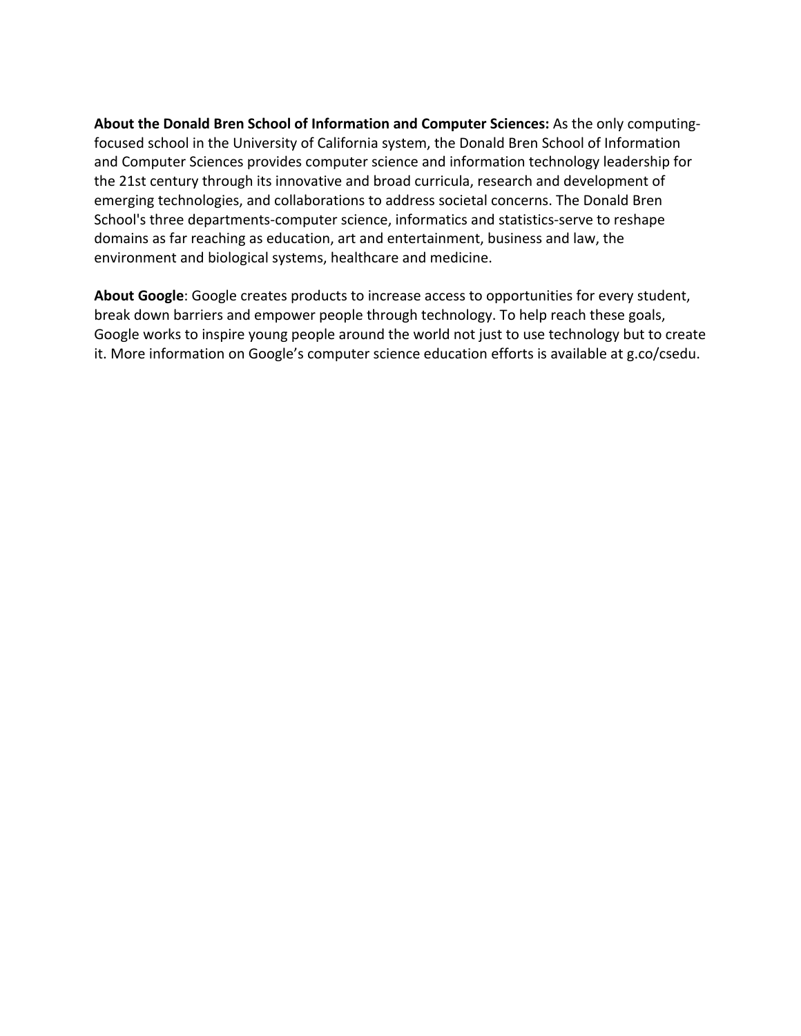**About the Donald Bren School of Information and Computer Sciences:** As the only computing-focused school in the University of California system, the Donald Bren School of Information and Computer Sciences provides computer science and information technology leadership for the 21st century through its innovative and broad curricula, research and development of emerging technologies, and collaborations to address societal concerns. The Donald Bren School's three departments-computer science, informatics and statistics-serve to reshape domains as far reaching as education, art and entertainment, business and law, the environment and biological systems, healthcare and medicine.

**About Google**: Google creates products to increase access to opportunities for every student, break down barriers and empower people through technology. To help reach these goals, Google works to inspire young people around the world not just to use technology but to create it. More information on Google's computer science education efforts is available at g.co/csedu.